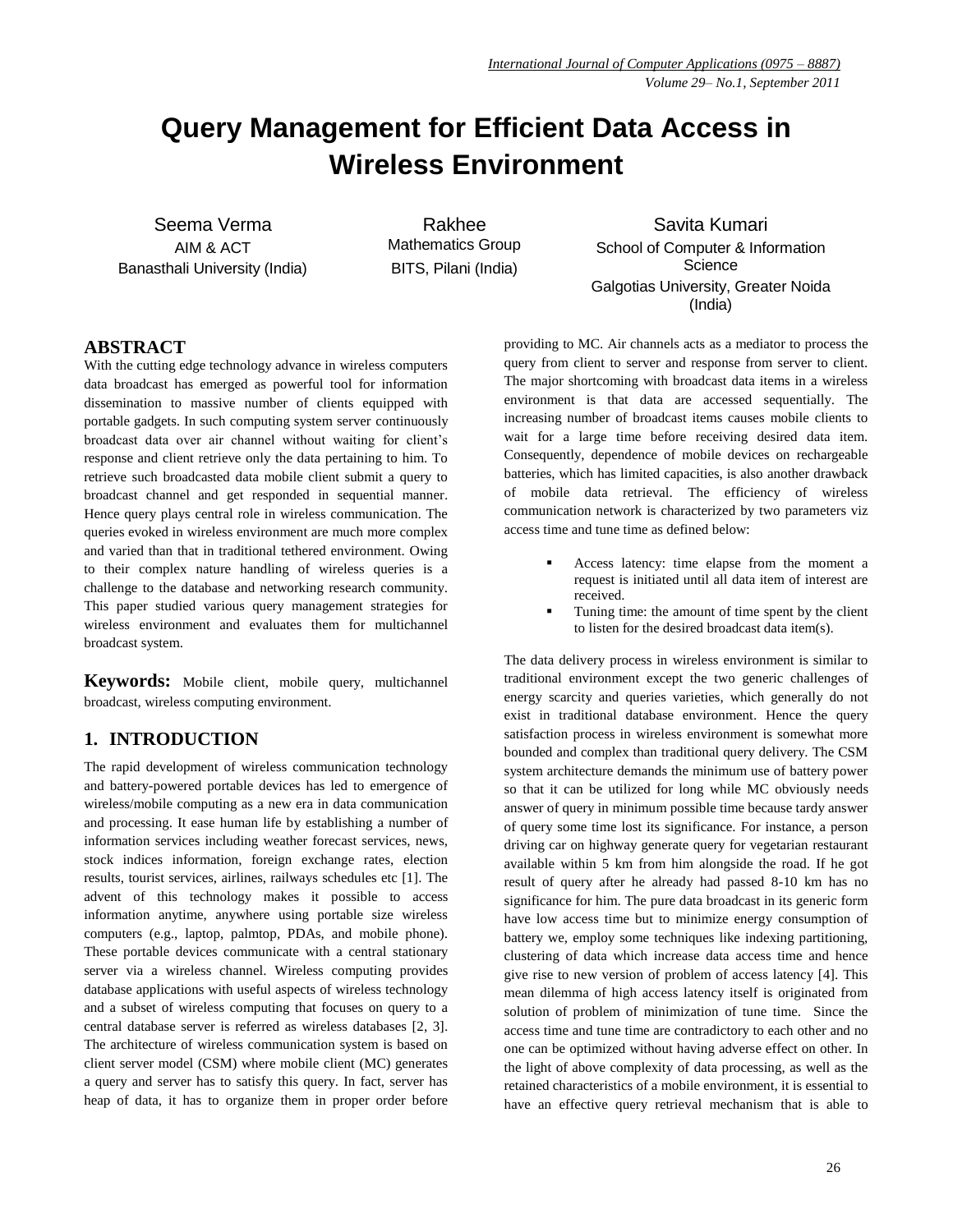# Query Management for Efficient Data Access in Wireless Environment

Seema Verma
AIM & ACT
Banasthali University (India)

Rakhee
Mathematics Group
BITS, Pilani (India)

Savita Kumari
School of Computer & Information Science
Galgotias University, Greater Noida (India)

## ABSTRACT

With the cutting edge technology advance in wireless computers data broadcast has emerged as powerful tool for information dissemination to massive number of clients equipped with portable gadgets. In such computing system server continuously broadcast data over air channel without waiting for client's response and client retrieve only the data pertaining to him. To retrieve such broadcasted data mobile client submit a query to broadcast channel and get responded in sequential manner. Hence query plays central role in wireless communication. The queries evoked in wireless environment are much more complex and varied than that in traditional tethered environment. Owing to their complex nature handling of wireless queries is a challenge to the database and networking research community. This paper studied various query management strategies for wireless environment and evaluates them for multichannel broadcast system.

**Keywords:** Mobile client, mobile query, multichannel broadcast, wireless computing environment.

## 1. INTRODUCTION

The rapid development of wireless communication technology and battery-powered portable devices has led to emergence of wireless/mobile computing as a new era in data communication and processing. It ease human life by establishing a number of information services including weather forecast services, news, stock indices information, foreign exchange rates, election results, tourist services, airlines, railways schedules etc [1]. The advent of this technology makes it possible to access information anytime, anywhere using portable size wireless computers (e.g., laptop, palmtop, PDAs, and mobile phone). These portable devices communicate with a central stationary server via a wireless channel. Wireless computing provides database applications with useful aspects of wireless technology and a subset of wireless computing that focuses on query to a central database server is referred as wireless databases [2, 3]. The architecture of wireless communication system is based on client server model (CSM) where mobile client (MC) generates a query and server has to satisfy this query. In fact, server has heap of data, it has to organize them in proper order before providing to MC. Air channels acts as a mediator to process the query from client to server and response from server to client. The major shortcoming with broadcast data items in a wireless environment is that data are accessed sequentially. The increasing number of broadcast items causes mobile clients to wait for a large time before receiving desired data item. Consequently, dependence of mobile devices on rechargeable batteries, which has limited capacities, is also another drawback of mobile data retrieval. The efficiency of wireless communication network is characterized by two parameters viz access time and tune time as defined below:

- Access latency: time elapse from the moment a request is initiated until all data item of interest are received.
- Tuning time: the amount of time spent by the client to listen for the desired broadcast data item(s).

The data delivery process in wireless environment is similar to traditional environment except the two generic challenges of energy scarcity and queries varieties, which generally do not exist in traditional database environment. Hence the query satisfaction process in wireless environment is somewhat more bounded and complex than traditional query delivery. The CSM system architecture demands the minimum use of battery power so that it can be utilized for long while MC obviously needs answer of query in minimum possible time because tardy answer of query some time lost its significance. For instance, a person driving car on highway generate query for vegetarian restaurant available within 5 km from him alongside the road. If he got result of query after he already had passed 8-10 km has no significance for him. The pure data broadcast in its generic form have low access time but to minimize energy consumption of battery we, employ some techniques like indexing partitioning, clustering of data which increase data access time and hence give rise to new version of problem of access latency [4]. This mean dilemma of high access latency itself is originated from solution of problem of minimization of tune time. Since the access time and tune time are contradictory to each other and no one can be optimized without having adverse effect on other. In the light of above complexity of data processing, as well as the retained characteristics of a mobile environment, it is essential to have an effective query retrieval mechanism that is able to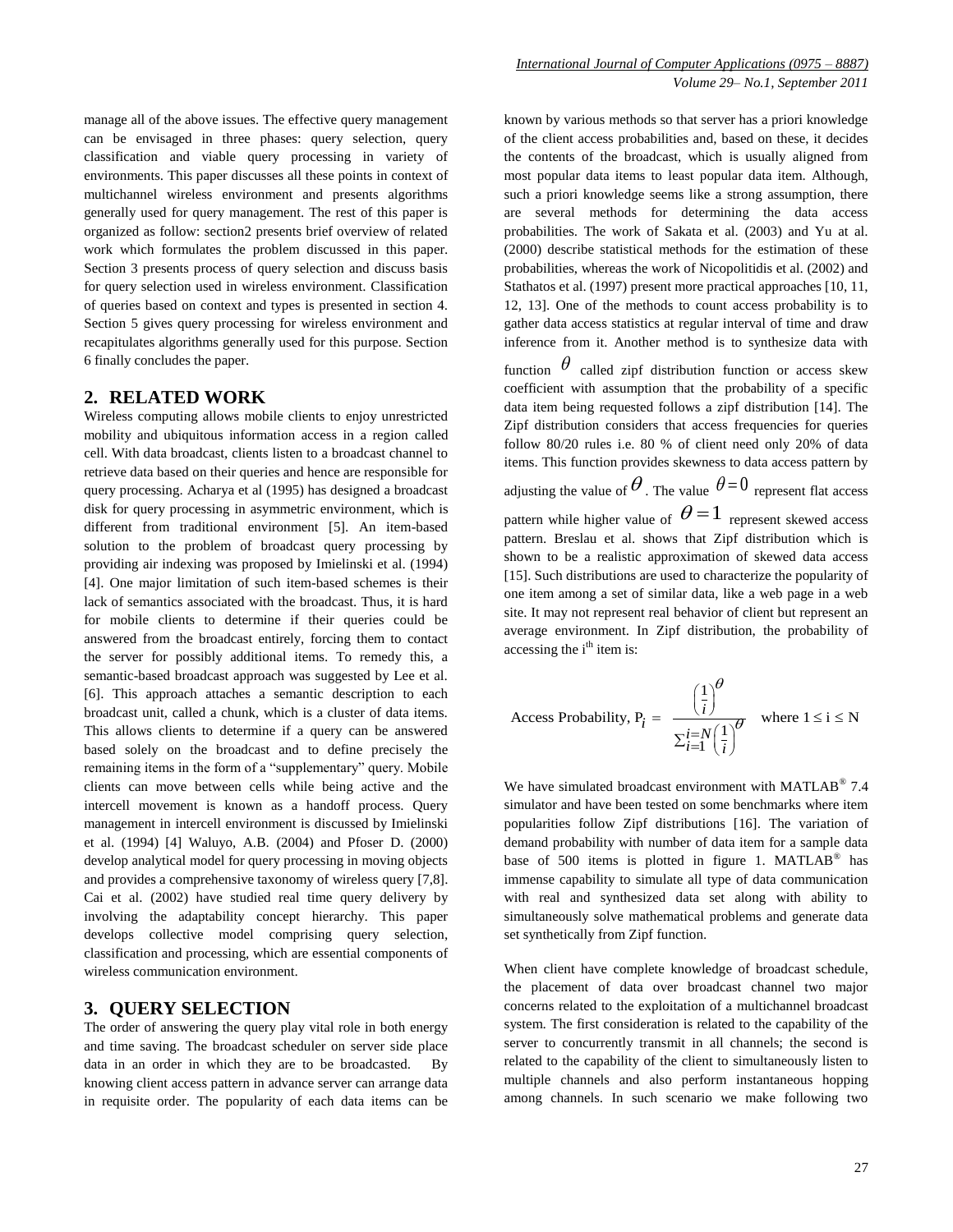manage all of the above issues. The effective query management can be envisaged in three phases: query selection, query classification and viable query processing in variety of environments. This paper discusses all these points in context of multichannel wireless environment and presents algorithms generally used for query management. The rest of this paper is organized as follow: section2 presents brief overview of related work which formulates the problem discussed in this paper. Section 3 presents process of query selection and discuss basis for query selection used in wireless environment. Classification of queries based on context and types is presented in section 4. Section 5 gives query processing for wireless environment and recapitulates algorithms generally used for this purpose. Section 6 finally concludes the paper.

## 2. RELATED WORK

Wireless computing allows mobile clients to enjoy unrestricted mobility and ubiquitous information access in a region called cell. With data broadcast, clients listen to a broadcast channel to retrieve data based on their queries and hence are responsible for query processing. Acharya et al (1995) has designed a broadcast disk for query processing in asymmetric environment, which is different from traditional environment [5]. An item-based solution to the problem of broadcast query processing by providing air indexing was proposed by Imielinski et al. (1994) [4]. One major limitation of such item-based schemes is their lack of semantics associated with the broadcast. Thus, it is hard for mobile clients to determine if their queries could be answered from the broadcast entirely, forcing them to contact the server for possibly additional items. To remedy this, a semantic-based broadcast approach was suggested by Lee et al. [6]. This approach attaches a semantic description to each broadcast unit, called a chunk, which is a cluster of data items. This allows clients to determine if a query can be answered based solely on the broadcast and to define precisely the remaining items in the form of a "supplementary" query. Mobile clients can move between cells while being active and the intercell movement is known as a handoff process. Query management in intercell environment is discussed by Imielinski et al. (1994) [4] Waluyo, A.B. (2004) and Pfoser D. (2000) develop analytical model for query processing in moving objects and provides a comprehensive taxonomy of wireless query [7,8]. Cai et al. (2002) have studied real time query delivery by involving the adaptability concept hierarchy. This paper develops collective model comprising query selection, classification and processing, which are essential components of wireless communication environment.

## 3. QUERY SELECTION

The order of answering the query play vital role in both energy and time saving. The broadcast scheduler on server side place data in an order in which they are to be broadcasted. By knowing client access pattern in advance server can arrange data in requisite order. The popularity of each data items can be known by various methods so that server has a priori knowledge of the client access probabilities and, based on these, it decides the contents of the broadcast, which is usually aligned from most popular data items to least popular data item. Although, such a priori knowledge seems like a strong assumption, there are several methods for determining the data access probabilities. The work of Sakata et al. (2003) and Yu at al. (2000) describe statistical methods for the estimation of these probabilities, whereas the work of Nicopolitidis et al. (2002) and Stathatos et al. (1997) present more practical approaches [10, 11, 12, 13]. One of the methods to count access probability is to gather data access statistics at regular interval of time and draw inference from it. Another method is to synthesize data with function $\theta$ called zipf distribution function or access skew coefficient with assumption that the probability of a specific data item being requested follows a zipf distribution [14]. The Zipf distribution considers that access frequencies for queries follow 80/20 rules i.e. 80 % of client need only 20% of data items. This function provides skewness to data access pattern by adjusting the value of $\theta$. The value $\theta = 0$ represent flat access pattern while higher value of $\theta = 1$ represent skewed access pattern. Breslau et al. shows that Zipf distribution which is shown to be a realistic approximation of skewed data access [15]. Such distributions are used to characterize the popularity of one item among a set of similar data, like a web page in a web site. It may not represent real behavior of client but represent an average environment. In Zipf distribution, the probability of accessing the $i^{th}$ item is:

$$\text{Access Probability, } P_i = \frac{\left(\frac{1}{i}\right)^{\theta}}{\sum_{i=1}^{i=N}\left(\frac{1}{i}\right)^{\theta}} \quad \text{where } 1 \le i \le N$$

We have simulated broadcast environment with MATLAB® 7.4 simulator and have been tested on some benchmarks where item popularities follow Zipf distributions [16]. The variation of demand probability with number of data item for a sample data base of 500 items is plotted in figure 1. MATLAB® has immense capability to simulate all type of data communication with real and synthesized data set along with ability to simultaneously solve mathematical problems and generate data set synthetically from Zipf function.

When client have complete knowledge of broadcast schedule, the placement of data over broadcast channel two major concerns related to the exploitation of a multichannel broadcast system. The first consideration is related to the capability of the server to concurrently transmit in all channels; the second is related to the capability of the client to simultaneously listen to multiple channels and also perform instantaneous hopping among channels. In such scenario we make following two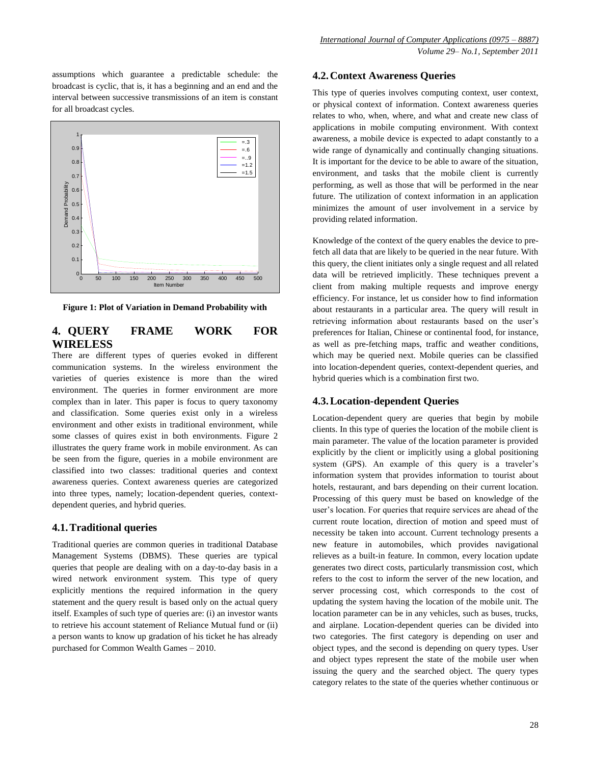assumptions which guarantee a predictable schedule: the broadcast is cyclic, that is, it has a beginning and an end and the interval between successive transmissions of an item is constant for all broadcast cycles.

**Figure 1: Plot of Variation in Demand Probability with**

## 4. QUERY FRAME WORK FOR WIRELESS

There are different types of queries evoked in different communication systems. In the wireless environment the varieties of queries existence is more than the wired environment. The queries in former environment are more complex than in later. This paper is focus to query taxonomy and classification. Some queries exist only in a wireless environment and other exists in traditional environment, while some classes of quires exist in both environments. Figure 2 illustrates the query frame work in mobile environment. As can be seen from the figure, queries in a mobile environment are classified into two classes: traditional queries and context awareness queries. Context awareness queries are categorized into three types, namely; location-dependent queries, context-dependent queries, and hybrid queries.

### 4.1. Traditional queries

Traditional queries are common queries in traditional Database Management Systems (DBMS). These queries are typical queries that people are dealing with on a day-to-day basis in a wired network environment system. This type of query explicitly mentions the required information in the query statement and the query result is based only on the actual query itself. Examples of such type of queries are: (i) an investor wants to retrieve his account statement of Reliance Mutual fund or (ii) a person wants to know up gradation of his ticket he has already purchased for Common Wealth Games – 2010.

### 4.2. Context Awareness Queries

This type of queries involves computing context, user context, or physical context of information. Context awareness queries relates to who, when, where, and what and create new class of applications in mobile computing environment. With context awareness, a mobile device is expected to adapt constantly to a wide range of dynamically and continually changing situations. It is important for the device to be able to aware of the situation, environment, and tasks that the mobile client is currently performing, as well as those that will be performed in the near future. The utilization of context information in an application minimizes the amount of user involvement in a service by providing related information.

Knowledge of the context of the query enables the device to pre-fetch all data that are likely to be queried in the near future. With this query, the client initiates only a single request and all related data will be retrieved implicitly. These techniques prevent a client from making multiple requests and improve energy efficiency. For instance, let us consider how to find information about restaurants in a particular area. The query will result in retrieving information about restaurants based on the user's preferences for Italian, Chinese or continental food, for instance, as well as pre-fetching maps, traffic and weather conditions, which may be queried next. Mobile queries can be classified into location-dependent queries, context-dependent queries, and hybrid queries which is a combination first two.

### 4.3. Location-dependent Queries

Location-dependent query are queries that begin by mobile clients. In this type of queries the location of the mobile client is main parameter. The value of the location parameter is provided explicitly by the client or implicitly using a global positioning system (GPS). An example of this query is a traveler's information system that provides information to tourist about hotels, restaurant, and bars depending on their current location. Processing of this query must be based on knowledge of the user's location. For queries that require services are ahead of the current route location, direction of motion and speed must of necessity be taken into account. Current technology presents a new feature in automobiles, which provides navigational relieves as a built-in feature. In common, every location update generates two direct costs, particularly transmission cost, which refers to the cost to inform the server of the new location, and server processing cost, which corresponds to the cost of updating the system having the location of the mobile unit. The location parameter can be in any vehicles, such as buses, trucks, and airplane. Location-dependent queries can be divided into two categories. The first category is depending on user and object types, and the second is depending on query types. User and object types represent the state of the mobile user when issuing the query and the searched object. The query types category relates to the state of the queries whether continuous or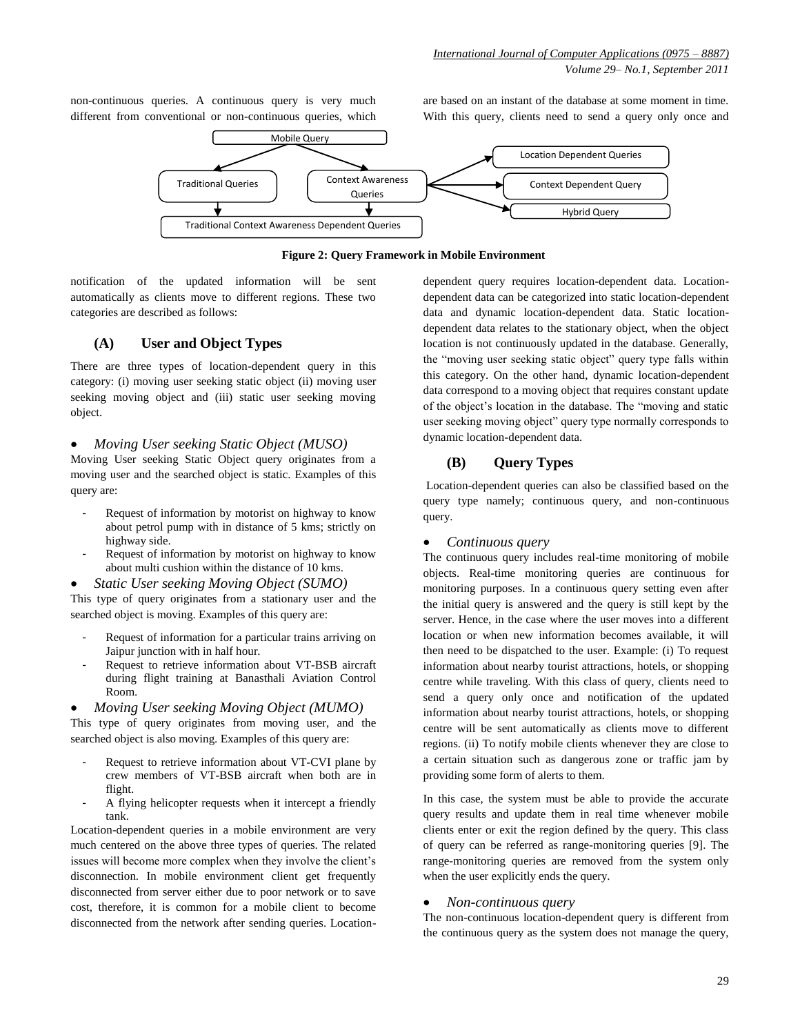non-continuous queries. A continuous query is very much different from conventional or non-continuous queries, which are based on an instant of the database at some moment in time. With this query, clients need to send a query only once and notification of the updated information will be sent automatically as clients move to different regions. These two categories are described as follows:

Mobile Query

Traditional Queries

Context Awareness Queries

Location Dependent Queries

Context Dependent Query

Hybrid Query

Traditional Context Awareness Dependent Queries

**Figure 2: Query Framework in Mobile Environment**

## (A) User and Object Types

There are three types of location-dependent query in this category: (i) moving user seeking static object (ii) moving user seeking moving object and (iii) static user seeking moving object.

- *Moving User seeking Static Object (MUSO)*

Moving User seeking Static Object query originates from a moving user and the searched object is static. Examples of this query are:

- Request of information by motorist on highway to know about petrol pump with in distance of 5 kms; strictly on highway side.
- Request of information by motorist on highway to know about multi cushion within the distance of 10 kms.

- *Static User seeking Moving Object (SUMO)*

This type of query originates from a stationary user and the searched object is moving. Examples of this query are:

- Request of information for a particular trains arriving on Jaipur junction with in half hour.
- Request to retrieve information about VT-BSB aircraft during flight training at Banasthali Aviation Control Room.

- *Moving User seeking Moving Object (MUMO)*

This type of query originates from moving user, and the searched object is also moving. Examples of this query are:

- Request to retrieve information about VT-CVI plane by crew members of VT-BSB aircraft when both are in flight.
- A flying helicopter requests when it intercept a friendly tank.

Location-dependent queries in a mobile environment are very much centered on the above three types of queries. The related issues will become more complex when they involve the client's disconnection. In mobile environment client get frequently disconnected from server either due to poor network or to save cost, therefore, it is common for a mobile client to become disconnected from the network after sending queries. Location-dependent query requires location-dependent data. Location-dependent data can be categorized into static location-dependent data and dynamic location-dependent data. Static location-dependent data relates to the stationary object, when the object location is not continuously updated in the database. Generally, the "moving user seeking static object" query type falls within this category. On the other hand, dynamic location-dependent data correspond to a moving object that requires constant update of the object's location in the database. The "moving and static user seeking moving object" query type normally corresponds to dynamic location-dependent data.

## (B) Query Types

Location-dependent queries can also be classified based on the query type namely; continuous query, and non-continuous query.

- *Continuous query*

The continuous query includes real-time monitoring of mobile objects. Real-time monitoring queries are continuous for monitoring purposes. In a continuous query setting even after the initial query is answered and the query is still kept by the server. Hence, in the case where the user moves into a different location or when new information becomes available, it will then need to be dispatched to the user. Example: (i) To request information about nearby tourist attractions, hotels, or shopping centre while traveling. With this class of query, clients need to send a query only once and notification of the updated information about nearby tourist attractions, hotels, or shopping centre will be sent automatically as clients move to different regions. (ii) To notify mobile clients whenever they are close to a certain situation such as dangerous zone or traffic jam by providing some form of alerts to them.

In this case, the system must be able to provide the accurate query results and update them in real time whenever mobile clients enter or exit the region defined by the query. This class of query can be referred as range-monitoring queries [9]. The range-monitoring queries are removed from the system only when the user explicitly ends the query.

- *Non-continuous query*

The non-continuous location-dependent query is different from the continuous query as the system does not manage the query,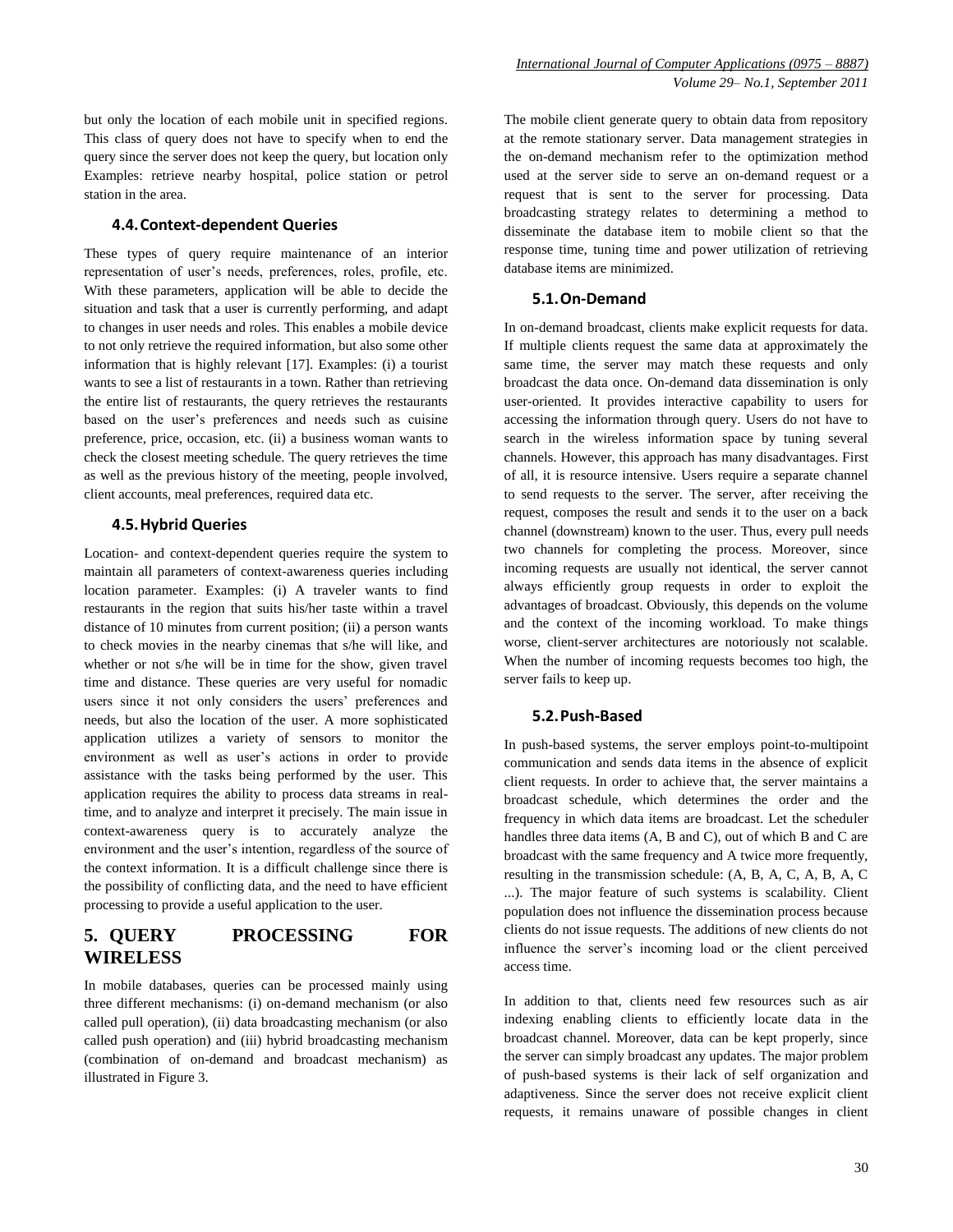but only the location of each mobile unit in specified regions. This class of query does not have to specify when to end the query since the server does not keep the query, but location only Examples: retrieve nearby hospital, police station or petrol station in the area.

### 4.4. Context-dependent Queries

These types of query require maintenance of an interior representation of user's needs, preferences, roles, profile, etc. With these parameters, application will be able to decide the situation and task that a user is currently performing, and adapt to changes in user needs and roles. This enables a mobile device to not only retrieve the required information, but also some other information that is highly relevant [17]. Examples: (i) a tourist wants to see a list of restaurants in a town. Rather than retrieving the entire list of restaurants, the query retrieves the restaurants based on the user's preferences and needs such as cuisine preference, price, occasion, etc. (ii) a business woman wants to check the closest meeting schedule. The query retrieves the time as well as the previous history of the meeting, people involved, client accounts, meal preferences, required data etc.

### 4.5. Hybrid Queries

Location- and context-dependent queries require the system to maintain all parameters of context-awareness queries including location parameter. Examples: (i) A traveler wants to find restaurants in the region that suits his/her taste within a travel distance of 10 minutes from current position; (ii) a person wants to check movies in the nearby cinemas that s/he will like, and whether or not s/he will be in time for the show, given travel time and distance. These queries are very useful for nomadic users since it not only considers the users' preferences and needs, but also the location of the user. A more sophisticated application utilizes a variety of sensors to monitor the environment as well as user's actions in order to provide assistance with the tasks being performed by the user. This application requires the ability to process data streams in real-time, and to analyze and interpret it precisely. The main issue in context-awareness query is to accurately analyze the environment and the user's intention, regardless of the source of the context information. It is a difficult challenge since there is the possibility of conflicting data, and the need to have efficient processing to provide a useful application to the user.

## 5. QUERY PROCESSING FOR WIRELESS

In mobile databases, queries can be processed mainly using three different mechanisms: (i) on-demand mechanism (or also called pull operation), (ii) data broadcasting mechanism (or also called push operation) and (iii) hybrid broadcasting mechanism (combination of on-demand and broadcast mechanism) as illustrated in Figure 3.

The mobile client generate query to obtain data from repository at the remote stationary server. Data management strategies in the on-demand mechanism refer to the optimization method used at the server side to serve an on-demand request or a request that is sent to the server for processing. Data broadcasting strategy relates to determining a method to disseminate the database item to mobile client so that the response time, tuning time and power utilization of retrieving database items are minimized.

### 5.1. On-Demand

In on-demand broadcast, clients make explicit requests for data. If multiple clients request the same data at approximately the same time, the server may match these requests and only broadcast the data once. On-demand data dissemination is only user-oriented. It provides interactive capability to users for accessing the information through query. Users do not have to search in the wireless information space by tuning several channels. However, this approach has many disadvantages. First of all, it is resource intensive. Users require a separate channel to send requests to the server. The server, after receiving the request, composes the result and sends it to the user on a back channel (downstream) known to the user. Thus, every pull needs two channels for completing the process. Moreover, since incoming requests are usually not identical, the server cannot always efficiently group requests in order to exploit the advantages of broadcast. Obviously, this depends on the volume and the context of the incoming workload. To make things worse, client-server architectures are notoriously not scalable. When the number of incoming requests becomes too high, the server fails to keep up.

### 5.2. Push-Based

In push-based systems, the server employs point-to-multipoint communication and sends data items in the absence of explicit client requests. In order to achieve that, the server maintains a broadcast schedule, which determines the order and the frequency in which data items are broadcast. Let the scheduler handles three data items (A, B and C), out of which B and C are broadcast with the same frequency and A twice more frequently, resulting in the transmission schedule: (A, B, A, C, A, B, A, C ...). The major feature of such systems is scalability. Client population does not influence the dissemination process because clients do not issue requests. The additions of new clients do not influence the server's incoming load or the client perceived access time.

In addition to that, clients need few resources such as air indexing enabling clients to efficiently locate data in the broadcast channel. Moreover, data can be kept properly, since the server can simply broadcast any updates. The major problem of push-based systems is their lack of self organization and adaptiveness. Since the server does not receive explicit client requests, it remains unaware of possible changes in client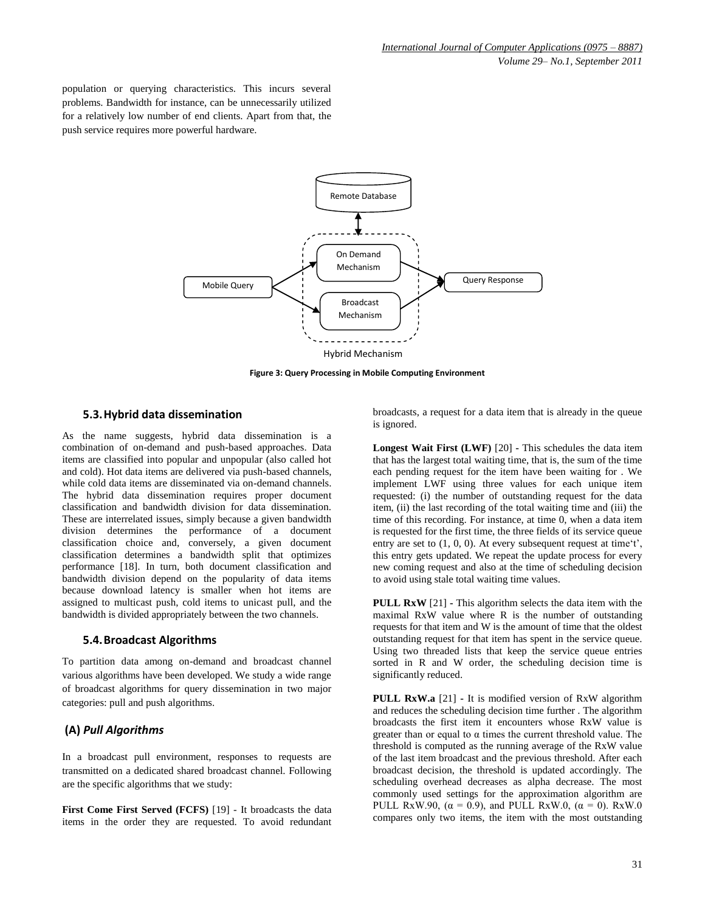population or querying characteristics. This incurs several problems. Bandwidth for instance, can be unnecessarily utilized for a relatively low number of end clients. Apart from that, the push service requires more powerful hardware.

**Figure 3: Query Processing in Mobile Computing Environment**

### 5.3. Hybrid data dissemination

As the name suggests, hybrid data dissemination is a combination of on-demand and push-based approaches. Data items are classified into popular and unpopular (also called hot and cold). Hot data items are delivered via push-based channels, while cold data items are disseminated via on-demand channels. The hybrid data dissemination requires proper document classification and bandwidth division for data dissemination. These are interrelated issues, simply because a given bandwidth division determines the performance of a document classification choice and, conversely, a given document classification determines a bandwidth split that optimizes performance [18]. In turn, both document classification and bandwidth division depend on the popularity of data items because download latency is smaller when hot items are assigned to multicast push, cold items to unicast pull, and the bandwidth is divided appropriately between the two channels.

### 5.4. Broadcast Algorithms

To partition data among on-demand and broadcast channel various algorithms have been developed. We study a wide range of broadcast algorithms for query dissemination in two major categories: pull and push algorithms.

### (A) *Pull Algorithms*

In a broadcast pull environment, responses to requests are transmitted on a dedicated shared broadcast channel. Following are the specific algorithms that we study:

**First Come First Served (FCFS)** [19] - It broadcasts the data items in the order they are requested. To avoid redundant broadcasts, a request for a data item that is already in the queue is ignored.

**Longest Wait First (LWF)** [20] - This schedules the data item that has the largest total waiting time, that is, the sum of the time each pending request for the item have been waiting for . We implement LWF using three values for each unique item requested: (i) the number of outstanding request for the data item, (ii) the last recording of the total waiting time and (iii) the time of this recording. For instance, at time 0, when a data item is requested for the first time, the three fields of its service queue entry are set to (1, 0, 0). At every subsequent request at time't', this entry gets updated. We repeat the update process for every new coming request and also at the time of scheduling decision to avoid using stale total waiting time values.

**PULL RxW** [21] - This algorithm selects the data item with the maximal RxW value where R is the number of outstanding requests for that item and W is the amount of time that the oldest outstanding request for that item has spent in the service queue. Using two threaded lists that keep the service queue entries sorted in R and W order, the scheduling decision time is significantly reduced.

**PULL RxW.a** [21] - It is modified version of RxW algorithm and reduces the scheduling decision time further . The algorithm broadcasts the first item it encounters whose RxW value is greater than or equal to $\alpha$ times the current threshold value. The threshold is computed as the running average of the RxW value of the last item broadcast and the previous threshold. After each broadcast decision, the threshold is updated accordingly. The scheduling overhead decreases as alpha decrease. The most commonly used settings for the approximation algorithm are PULL RxW.90, ($\alpha = 0.9$), and PULL RxW.0, ($\alpha = 0$). RxW.0 compares only two items, the item with the most outstanding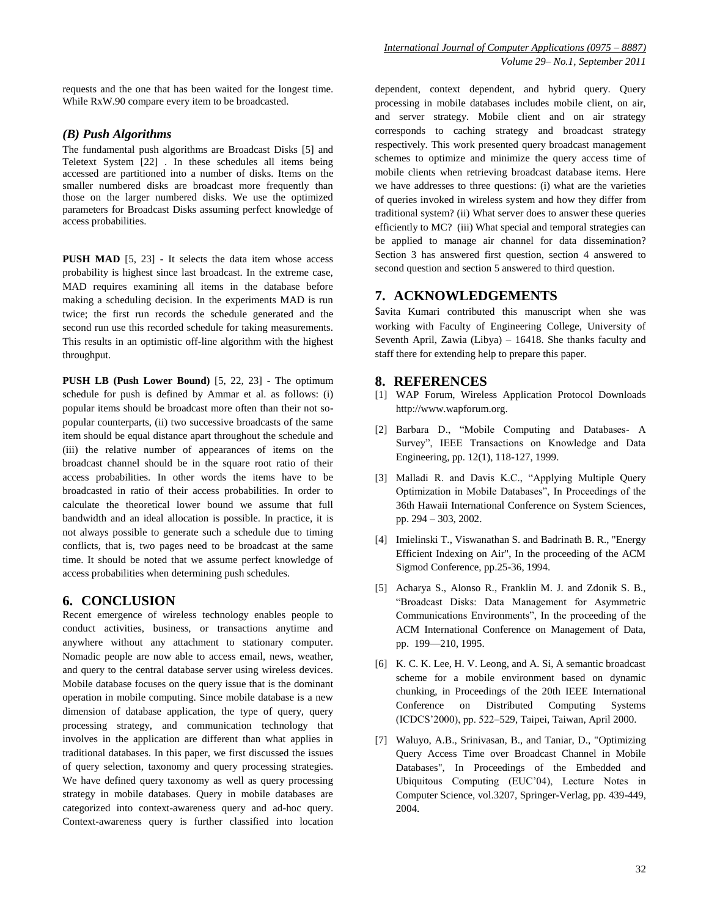requests and the one that has been waited for the longest time. While RxW.90 compare every item to be broadcasted.

### *(B) Push Algorithms*

The fundamental push algorithms are Broadcast Disks [5] and Teletext System [22] . In these schedules all items being accessed are partitioned into a number of disks. Items on the smaller numbered disks are broadcast more frequently than those on the larger numbered disks. We use the optimized parameters for Broadcast Disks assuming perfect knowledge of access probabilities.

**PUSH MAD** [5, 23] - It selects the data item whose access probability is highest since last broadcast. In the extreme case, MAD requires examining all items in the database before making a scheduling decision. In the experiments MAD is run twice; the first run records the schedule generated and the second run use this recorded schedule for taking measurements. This results in an optimistic off-line algorithm with the highest throughput.

**PUSH LB (Push Lower Bound)** [5, 22, 23] - The optimum schedule for push is defined by Ammar et al. as follows: (i) popular items should be broadcast more often than their not so-popular counterparts, (ii) two successive broadcasts of the same item should be equal distance apart throughout the schedule and (iii) the relative number of appearances of items on the broadcast channel should be in the square root ratio of their access probabilities. In other words the items have to be broadcasted in ratio of their access probabilities. In order to calculate the theoretical lower bound we assume that full bandwidth and an ideal allocation is possible. In practice, it is not always possible to generate such a schedule due to timing conflicts, that is, two pages need to be broadcast at the same time. It should be noted that we assume perfect knowledge of access probabilities when determining push schedules.

## 6. CONCLUSION

Recent emergence of wireless technology enables people to conduct activities, business, or transactions anytime and anywhere without any attachment to stationary computer. Nomadic people are now able to access email, news, weather, and query to the central database server using wireless devices. Mobile database focuses on the query issue that is the dominant operation in mobile computing. Since mobile database is a new dimension of database application, the type of query, query processing strategy, and communication technology that involves in the application are different than what applies in traditional databases. In this paper, we first discussed the issues of query selection, taxonomy and query processing strategies. We have defined query taxonomy as well as query processing strategy in mobile databases. Query in mobile databases are categorized into context-awareness query and ad-hoc query. Context-awareness query is further classified into location dependent, context dependent, and hybrid query. Query processing in mobile databases includes mobile client, on air, and server strategy. Mobile client and on air strategy corresponds to caching strategy and broadcast strategy respectively. This work presented query broadcast management schemes to optimize and minimize the query access time of mobile clients when retrieving broadcast database items. Here we have addresses to three questions: (i) what are the varieties of queries invoked in wireless system and how they differ from traditional system? (ii) What server does to answer these queries efficiently to MC? (iii) What special and temporal strategies can be applied to manage air channel for data dissemination? Section 3 has answered first question, section 4 answered to second question and section 5 answered to third question.

## 7. ACKNOWLEDGEMENTS

Savita Kumari contributed this manuscript when she was working with Faculty of Engineering College, University of Seventh April, Zawia (Libya) – 16418. She thanks faculty and staff there for extending help to prepare this paper.

## 8. REFERENCES

[1] WAP Forum, Wireless Application Protocol Downloads http://www.wapforum.org.

[2] Barbara D., "Mobile Computing and Databases- A Survey", IEEE Transactions on Knowledge and Data Engineering, pp. 12(1), 118-127, 1999.

[3] Malladi R. and Davis K.C., "Applying Multiple Query Optimization in Mobile Databases", In Proceedings of the 36th Hawaii International Conference on System Sciences, pp. 294 – 303, 2002.

[4] Imielinski T., Viswanathan S. and Badrinath B. R., "Energy Efficient Indexing on Air", In the proceeding of the ACM Sigmod Conference, pp.25-36, 1994.

[5] Acharya S., Alonso R., Franklin M. J. and Zdonik S. B., "Broadcast Disks: Data Management for Asymmetric Communications Environments", In the proceeding of the ACM International Conference on Management of Data, pp. 199—210, 1995.

[6] K. C. K. Lee, H. V. Leong, and A. Si, A semantic broadcast scheme for a mobile environment based on dynamic chunking, in Proceedings of the 20th IEEE International Conference on Distributed Computing Systems (ICDCS'2000), pp. 522–529, Taipei, Taiwan, April 2000.

[7] Waluyo, A.B., Srinivasan, B., and Taniar, D., "Optimizing Query Access Time over Broadcast Channel in Mobile Databases", In Proceedings of the Embedded and Ubiquitous Computing (EUC'04), Lecture Notes in Computer Science, vol.3207, Springer-Verlag, pp. 439-449, 2004.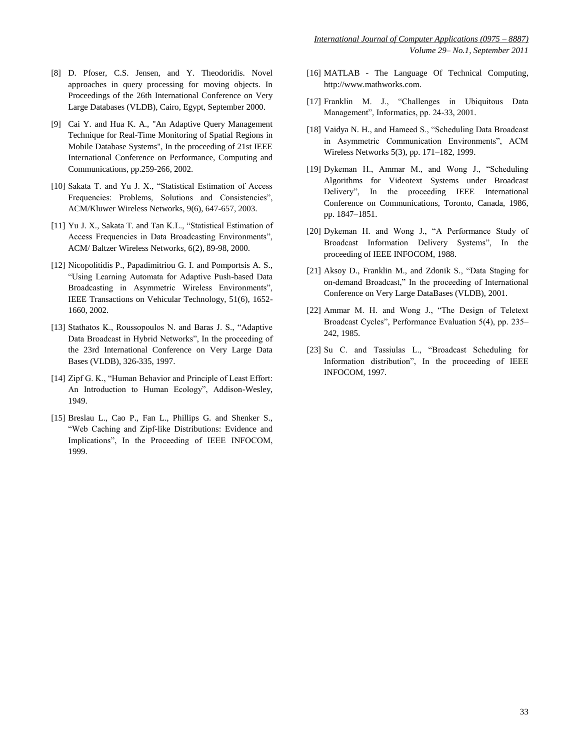[8] D. Pfoser, C.S. Jensen, and Y. Theodoridis. Novel approaches in query processing for moving objects. In Proceedings of the 26th International Conference on Very Large Databases (VLDB), Cairo, Egypt, September 2000.

[9] Cai Y. and Hua K. A., "An Adaptive Query Management Technique for Real-Time Monitoring of Spatial Regions in Mobile Database Systems", In the proceeding of 21st IEEE International Conference on Performance, Computing and Communications, pp.259-266, 2002.

[10] Sakata T. and Yu J. X., "Statistical Estimation of Access Frequencies: Problems, Solutions and Consistencies", ACM/Kluwer Wireless Networks, 9(6), 647-657, 2003.

[11] Yu J. X., Sakata T. and Tan K.L., "Statistical Estimation of Access Frequencies in Data Broadcasting Environments", ACM/ Baltzer Wireless Networks, 6(2), 89-98, 2000.

[12] Nicopolitidis P., Papadimitriou G. I. and Pomportsis A. S., "Using Learning Automata for Adaptive Push-based Data Broadcasting in Asymmetric Wireless Environments", IEEE Transactions on Vehicular Technology, 51(6), 1652-1660, 2002.

[13] Stathatos K., Roussopoulos N. and Baras J. S., "Adaptive Data Broadcast in Hybrid Networks", In the proceeding of the 23rd International Conference on Very Large Data Bases (VLDB), 326-335, 1997.

[14] Zipf G. K., "Human Behavior and Principle of Least Effort: An Introduction to Human Ecology", Addison-Wesley, 1949.

[15] Breslau L., Cao P., Fan L., Phillips G. and Shenker S., "Web Caching and Zipf-like Distributions: Evidence and Implications", In the Proceeding of IEEE INFOCOM, 1999.

[16] MATLAB - The Language Of Technical Computing, http://www.mathworks.com.

[17] Franklin M. J., "Challenges in Ubiquitous Data Management", Informatics, pp. 24-33, 2001.

[18] Vaidya N. H., and Hameed S., "Scheduling Data Broadcast in Asymmetric Communication Environments", ACM Wireless Networks 5(3), pp. 171–182, 1999.

[19] Dykeman H., Ammar M., and Wong J., "Scheduling Algorithms for Videotext Systems under Broadcast Delivery", In the proceeding IEEE International Conference on Communications, Toronto, Canada, 1986, pp. 1847–1851.

[20] Dykeman H. and Wong J., "A Performance Study of Broadcast Information Delivery Systems", In the proceeding of IEEE INFOCOM, 1988.

[21] Aksoy D., Franklin M., and Zdonik S., "Data Staging for on-demand Broadcast," In the proceeding of International Conference on Very Large DataBases (VLDB), 2001.

[22] Ammar M. H. and Wong J., "The Design of Teletext Broadcast Cycles", Performance Evaluation 5(4), pp. 235–242, 1985.

[23] Su C. and Tassiulas L., "Broadcast Scheduling for Information distribution", In the proceeding of IEEE INFOCOM, 1997.